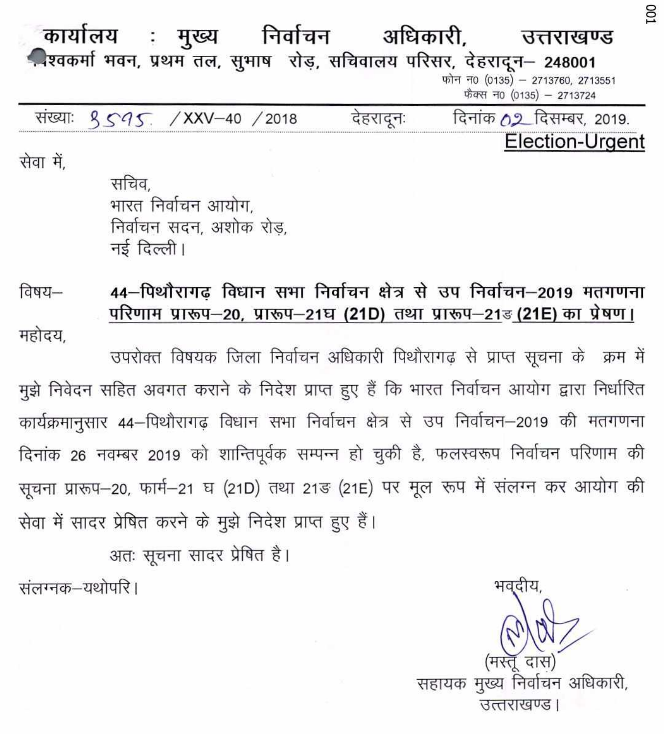# कार्यालय : मुख्य निर्वाचन अधिकारी, उत्तराखण्ड

विश्वकर्मा भवन, प्रथम तल, सुभाष रोड़, सचिवालय परिसर, देहरादून– 248001

फोन न0 (0135) – 2713760, 2713551

फैक्स न0 (0135) – 2713724

संख्याः 8595 /XXV–40 /2018 देहरादूनः दिनांक 02 दिसम्बर, 2019.

**Election-Urgent**

सेवा में,

सचिव,
भारत निर्वाचन आयोग,
निर्वाचन सदन, अशोक रोड़,
नई दिल्ली।

विषय– **44–पिथौरागढ़ विधान सभा निर्वाचन क्षेत्र से उप निर्वाचन–2019 मतगणना परिणाम प्रारूप–20, प्रारूप–21घ (21D) तथा प्रारूप–21ङ (21E) का प्रेषण।**

महोदय,

उपरोक्त विषयक जिला निर्वाचन अधिकारी पिथौरागढ़ से प्राप्त सूचना के क्रम में मुझे निवेदन सहित अवगत कराने के निदेश प्राप्त हुए हैं कि भारत निर्वाचन आयोग द्वारा निर्धारित कार्यक्रमानुसार 44–पिथौरागढ़ विधान सभा निर्वाचन क्षेत्र से उप निर्वाचन–2019 की मतगणना दिनांक 26 नवम्बर 2019 को शान्तिपूर्वक सम्पन्न हो चुकी है, फलस्वरूप निर्वाचन परिणाम की सूचना प्रारूप–20, फार्म–21 घ (21D) तथा 21ङ (21E) पर मूल रूप में संलग्न कर आयोग की सेवा में सादर प्रेषित करने के मुझे निदेश प्राप्त हुए हैं।

अतः सूचना सादर प्रेषित है।

संलग्नक–यथोपरि।

भवदीय,

(मस्तू दास)
सहायक मुख्य निर्वाचन अधिकारी,
उत्तराखण्ड।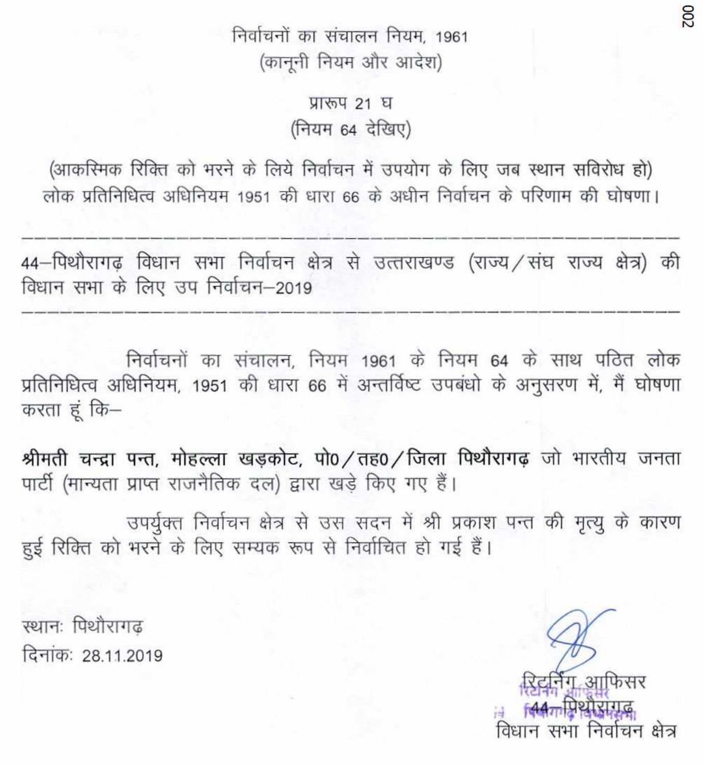निर्वाचनों का संचालन नियम, 1961
(कानूनी नियम और आदेश)

प्रारूप 21 घ
(नियम 64 देखिए)

(आकस्मिक रिक्ति को भरने के लिये निर्वाचन में उपयोग के लिए जब स्थान सविरोध हो)
लोक प्रतिनिधित्व अधिनियम 1951 की धारा 66 के अधीन निर्वाचन के परिणाम की घोषणा।

---

44–पिथौरागढ़ विधान सभा निर्वाचन क्षेत्र से उत्तराखण्ड (राज्य/संघ राज्य क्षेत्र) की विधान सभा के लिए उप निर्वाचन–2019

---

निर्वाचनों का संचालन, नियम 1961 के नियम 64 के साथ पठित लोक प्रतिनिधित्व अधिनियम, 1951 की धारा 66 में अन्तर्विष्ट उपबंधो के अनुसरण में, मैं घोषणा करता हूं कि–

**श्रीमती चन्द्रा पन्त, मोहल्ला खड़कोट, पो0/तह0/जिला पिथौरागढ़** जो भारतीय जनता पार्टी (मान्यता प्राप्त राजनैतिक दल) द्वारा खड़े किए गए हैं।

उपर्युक्त निर्वाचन क्षेत्र से उस सदन में श्री प्रकाश पन्त की मृत्यु के कारण हुई रिक्ति को भरने के लिए सम्यक रूप से निर्वाचित हो गई हैं।

स्थानः पिथौरागढ़
दिनांकः 28.11.2019

रिटर्निंग आफिसर
44–पिथौरागढ़
विधान सभा निर्वाचन क्षेत्र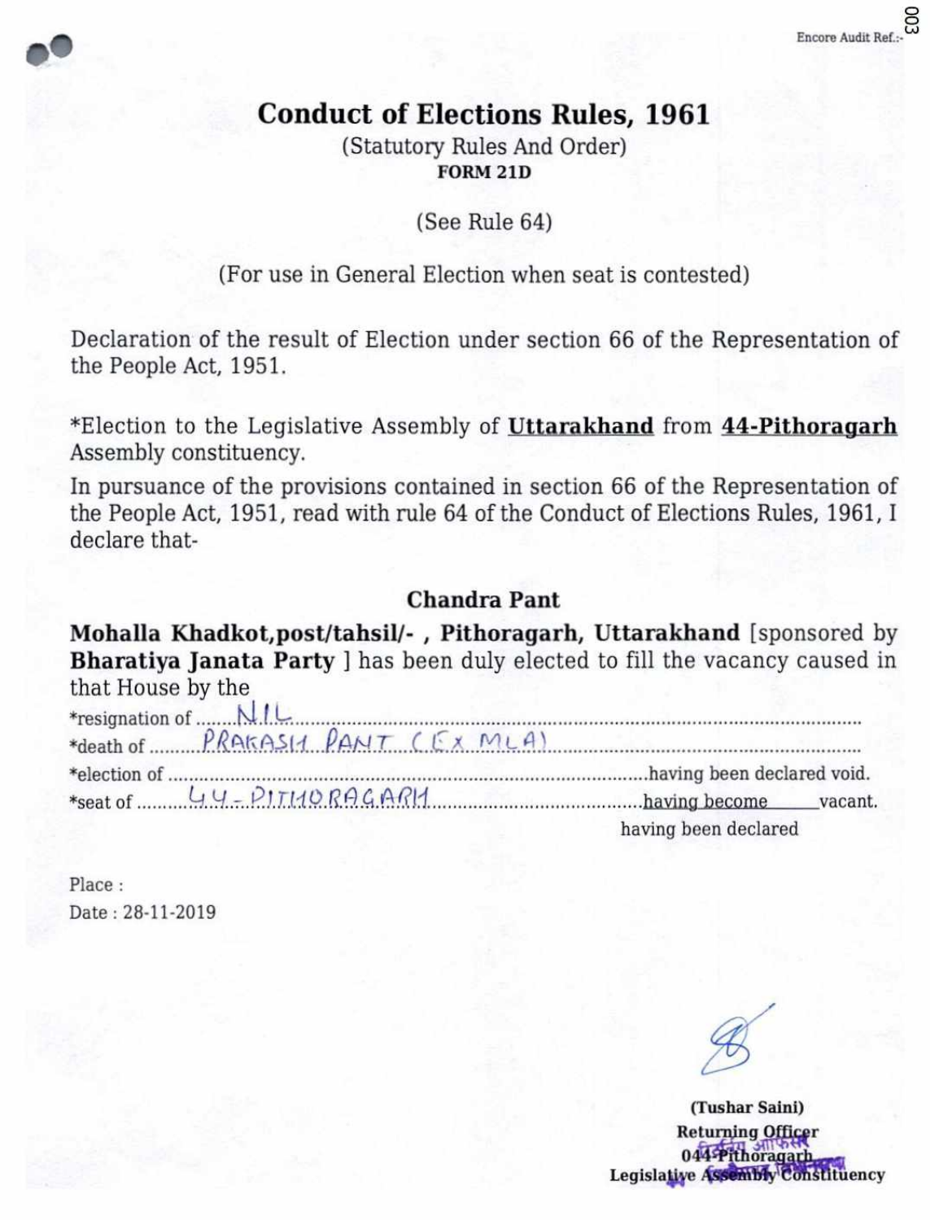Encore Audit Ref.:-

# Conduct of Elections Rules, 1961

(Statutory Rules And Order)

**FORM 21D**

(See Rule 64)

(For use in General Election when seat is contested)

Declaration of the result of Election under section 66 of the Representation of the People Act, 1951.

*Election to the Legislative Assembly of **Uttarakhand** from **44-Pithoragarh** Assembly constituency.

In pursuance of the provisions contained in section 66 of the Representation of the People Act, 1951, read with rule 64 of the Conduct of Elections Rules, 1961, I declare that-

**Chandra Pant**

**Mohalla Khadkot,post/tahsil/- , Pithoragarh, Uttarakhand** [sponsored by **Bharatiya Janata Party** ] has been duly elected to fill the vacancy caused in that House by the

*resignation of ........NIL........

*death of ........PRAKASH PANT (EX MLA)........

*election of ........................................having been declared void.

*seat of ........44-PITHORAGARH........having become vacant.
having been declared

Place :

Date : 28-11-2019

(Tushar Saini)

Returning Officer

044-Pithoragarh

Legislative Assembly Constituency

रिटर्निंग आफिसर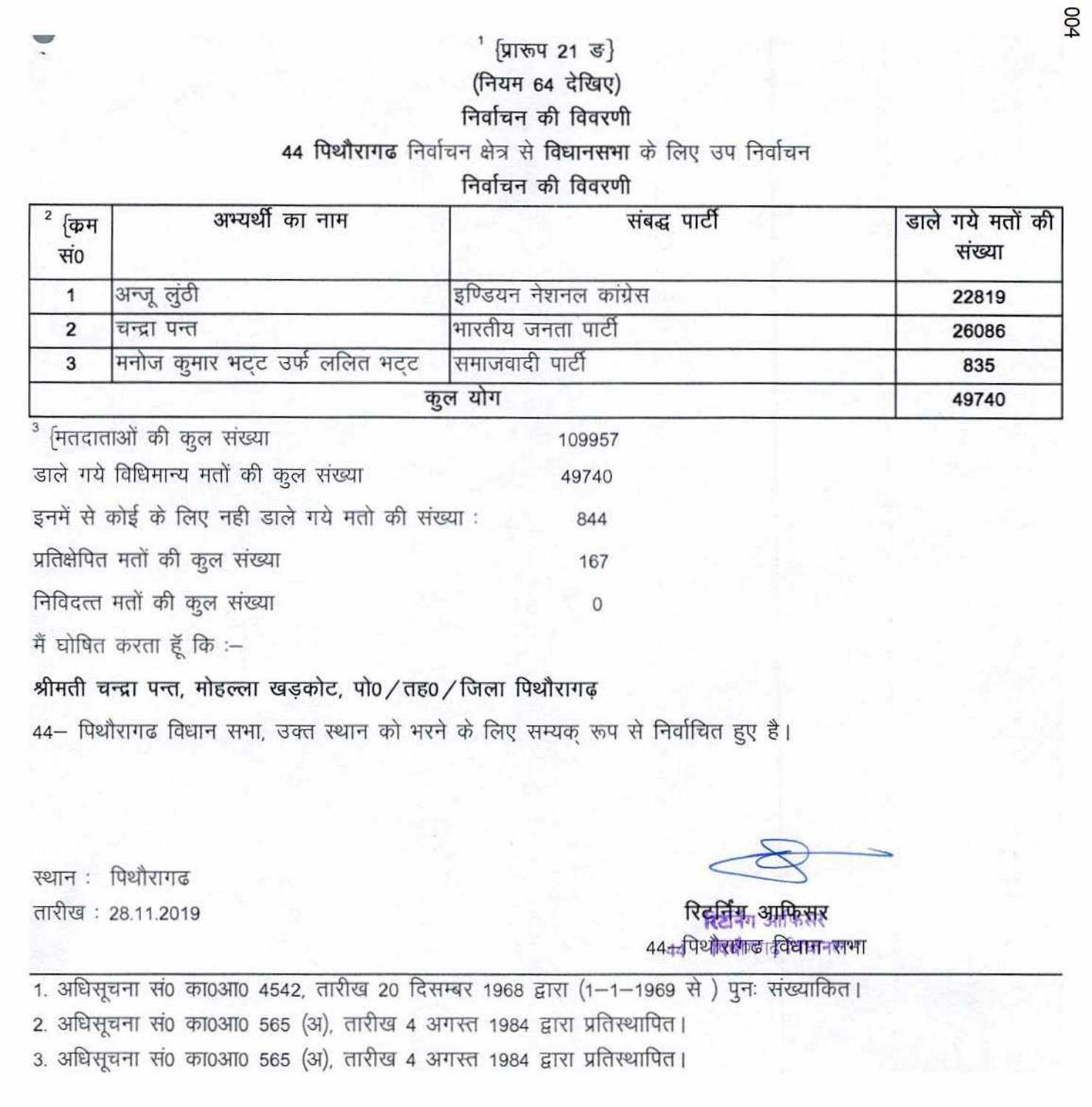[1] {प्रारूप 21 ङ}

(नियम 64 देखिए)

## निर्वाचन की विवरणी

**44 पिथौरागढ** निर्वाचन क्षेत्र से **विधानसभा** के लिए उप निर्वाचन

## निर्वाचन की विवरणी

| [2] {क्रम सं0 | अभ्यर्थी का नाम | संबद्ध पार्टी | डाले गये मतों की संख्या |
|---|---|---|---|
| 1 | अन्जू लुंठी | इण्डियन नेशनल कांग्रेस | 22819 |
| 2 | चन्द्रा पन्त | भारतीय जनता पार्टी | 26086 |
| 3 | मनोज कुमार भट्ट उर्फ ललित भट्ट | समाजवादी पार्टी | 835 |
| | **कुल योग** | | 49740 |

[3] {मतदाताओं की कुल संख्या 109957

डाले गये विधिमान्य मतों की कुल संख्या 49740

इनमें से कोई के लिए नही डाले गये मतो की संख्या : 844

प्रतिक्षेपित मतों की कुल संख्या 167

निविदत्त मतों की कुल संख्या 0

मैं घोषित करता हूँ कि :–

**श्रीमती चन्द्रा पन्त, मोहल्ला खड़कोट, पो0/तह0/जिला पिथौरागढ़**

44– पिथौरागढ विधान सभा, उक्त स्थान को भरने के लिए सम्यक् रूप से निर्वाचित हुए है।

स्थान : पिथौरागढ

तारीख : 28.11.2019

रिटर्निंग आफिसर

44– पिथौरागढ विधान सभा

---

1. अधिसूचना सं0 का0आ0 4542, तारीख 20 दिसम्बर 1968 द्वारा (1–1–1969 से ) पुनः संख्याकित।
2. अधिसूचना सं0 का0आ0 565 (अ), तारीख 4 अगस्त 1984 द्वारा प्रतिस्थापित।
3. अधिसूचना सं0 का0आ0 565 (अ), तारीख 4 अगस्त 1984 द्वारा प्रतिस्थापित।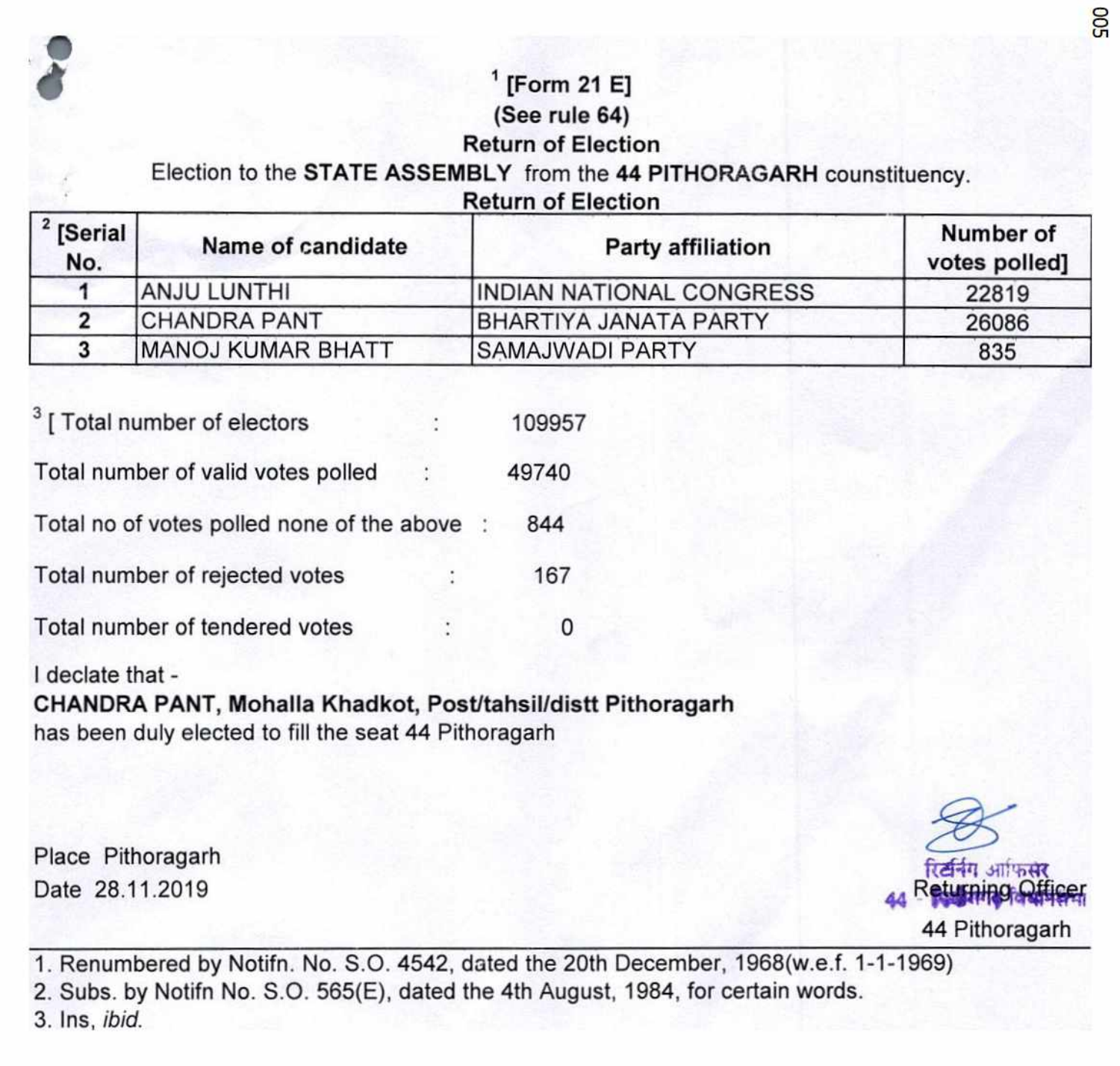[1] [Form 21 E]

(See rule 64)

Return of Election

Election to the **STATE ASSEMBLY** from the **44 PITHORAGARH** counstituency.

Return of Election

| [2] [Serial No. | Name of candidate | Party affiliation | Number of votes polled] |
|---|---|---|---|
| 1 | ANJU LUNTHI | INDIAN NATIONAL CONGRESS | 22819 |
| 2 | CHANDRA PANT | BHARTIYA JANATA PARTY | 26086 |
| 3 | MANOJ KUMAR BHATT | SAMAJWADI PARTY | 835 |

[3] [ Total number of electors : 109957

Total number of valid votes polled : 49740

Total no of votes polled none of the above : 844

Total number of rejected votes : 167

Total number of tendered votes : 0

I declate that -

**CHANDRA PANT, Mohalla Khadkot, Post/tahsil/distt Pithoragarh**

has been duly elected to fill the seat 44 Pithoragarh

Place Pithoragarh

Date 28.11.2019

रिटर्निंग आफिसर

Returning Officer

44 Pithoragarh

1. Renumbered by Notifn. No. S.O. 4542, dated the 20th December, 1968(w.e.f. 1-1-1969)
2. Subs. by Notifn No. S.O. 565(E), dated the 4th August, 1984, for certain words.
3. Ins, *ibid.*